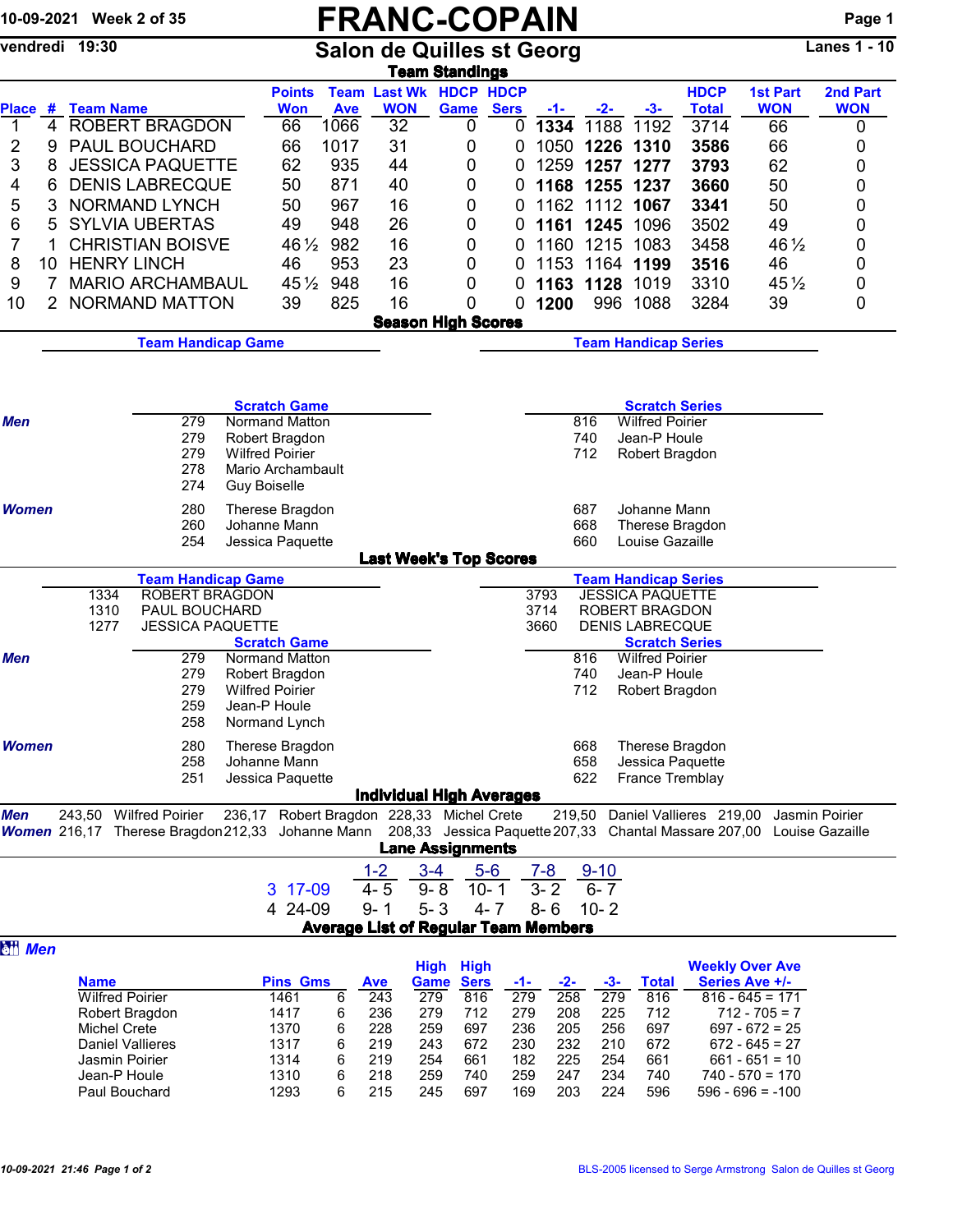10-09-2021 Week 2 of 35

# FRANC-COPAIN

vendredi 19:30

## Salon de Quilles st Georg

Lanes 1 - 10

### Team Standings

| Place | # | Team Name | Points Won | Team Ave | Last Wk WON | HDCP Game | HDCP Sers | -1- | -2- | -3- | HDCP Total | 1st Part WON | 2nd Part WON |
|---|---|---|---|---|---|---|---|---|---|---|---|---|---|
| 1 | 4 | ROBERT BRAGDON | 66 | 1066 | 32 | 0 | 0 | **1334** | 1188 | 1192 | 3714 | 66 | 0 |
| 2 | 9 | PAUL BOUCHARD | 66 | 1017 | 31 | 0 | 0 | 1050 | **1226** | **1310** | **3586** | 66 | 0 |
| 3 | 8 | JESSICA PAQUETTE | 62 | 935 | 44 | 0 | 0 | 1259 | **1257** | **1277** | **3793** | 62 | 0 |
| 4 | 6 | DENIS LABRECQUE | 50 | 871 | 40 | 0 | 0 | **1168** | **1255** | **1237** | **3660** | 50 | 0 |
| 5 | 3 | NORMAND LYNCH | 50 | 967 | 16 | 0 | 0 | 1162 | 1112 | **1067** | **3341** | 50 | 0 |
| 6 | 5 | SYLVIA UBERTAS | 49 | 948 | 26 | 0 | 0 | **1161** | **1245** | 1096 | 3502 | 49 | 0 |
| 7 | 1 | CHRISTIAN BOISVE | 46½ | 982 | 16 | 0 | 0 | 1160 | 1215 | 1083 | 3458 | 46½ | 0 |
| 8 | 10 | HENRY LINCH | 46 | 953 | 23 | 0 | 0 | 1153 | 1164 | **1199** | **3516** | 46 | 0 |
| 9 | 7 | MARIO ARCHAMBAUL | 45½ | 948 | 16 | 0 | 0 | **1163** | **1128** | 1019 | 3310 | 45½ | 0 |
| 10 | 2 | NORMAND MATTON | 39 | 825 | 16 | 0 | 0 | **1200** | 996 | 1088 | 3284 | 39 | 0 |

### Season High Scores

**Team Handicap Game**

**Team Handicap Series**

**Men — Scratch Game**

| Score | Name |
|---|---|
| 279 | Normand Matton |
| 279 | Robert Bragdon |
| 279 | Wilfred Poirier |
| 278 | Mario Archambault |
| 274 | Guy Boiselle |

**Men — Scratch Series**

| Score | Name |
|---|---|
| 816 | Wilfred Poirier |
| 740 | Jean-P Houle |
| 712 | Robert Bragdon |

**Women — Scratch Game**

| Score | Name |
|---|---|
| 280 | Therese Bragdon |
| 260 | Johanne Mann |
| 254 | Jessica Paquette |

**Women — Scratch Series**

| Score | Name |
|---|---|
| 687 | Johanne Mann |
| 668 | Therese Bragdon |
| 660 | Louise Gazaille |

### Last Week's Top Scores

**Team Handicap Game**

| Score | Team |
|---|---|
| 1334 | ROBERT BRAGDON |
| 1310 | PAUL BOUCHARD |
| 1277 | JESSICA PAQUETTE |

**Team Handicap Series**

| Score | Team |
|---|---|
| 3793 | JESSICA PAQUETTE |
| 3714 | ROBERT BRAGDON |
| 3660 | DENIS LABRECQUE |

**Men — Scratch Game**

| Score | Name |
|---|---|
| 279 | Normand Matton |
| 279 | Robert Bragdon |
| 279 | Wilfred Poirier |
| 259 | Jean-P Houle |
| 258 | Normand Lynch |

**Men — Scratch Series**

| Score | Name |
|---|---|
| 816 | Wilfred Poirier |
| 740 | Jean-P Houle |
| 712 | Robert Bragdon |

**Women — Scratch Game**

| Score | Name |
|---|---|
| 280 | Therese Bragdon |
| 258 | Johanne Mann |
| 251 | Jessica Paquette |

**Women — Scratch Series**

| Score | Name |
|---|---|
| 668 | Therese Bragdon |
| 658 | Jessica Paquette |
| 622 | France Tremblay |

### Individual High Averages

**Men** 243,50 Wilfred Poirier 236,17 Robert Bragdon 228,33 Michel Crete 219,50 Daniel Vallieres 219,00 Jasmin Poirier

**Women** 216,17 Therese Bragdon 212,33 Johanne Mann 208,33 Jessica Paquette 207,33 Chantal Massare 207,00 Louise Gazaille

### Lane Assignments

| | | 1-2 | 3-4 | 5-6 | 7-8 | 9-10 |
|---|---|---|---|---|---|---|
| 3 | 17-09 | 4- 5 | 9- 8 | 10- 1 | 3- 2 | 6- 7 |
| 4 | 24-09 | 9- 1 | 5- 3 | 4- 7 | 8- 6 | 10- 2 |

### Average List of Regular Team Members

**Men**

| Name | Pins | Gms | Ave | High Game | High Sers | -1- | -2- | -3- | Total | Weekly Over Ave Series Ave +/- |
|---|---|---|---|---|---|---|---|---|---|---|
| Wilfred Poirier | 1461 | 6 | 243 | 279 | 816 | 279 | 258 | 279 | 816 | 816 - 645 = 171 |
| Robert Bragdon | 1417 | 6 | 236 | 279 | 712 | 279 | 208 | 225 | 712 | 712 - 705 = 7 |
| Michel Crete | 1370 | 6 | 228 | 259 | 697 | 236 | 205 | 256 | 697 | 697 - 672 = 25 |
| Daniel Vallieres | 1317 | 6 | 219 | 243 | 672 | 230 | 232 | 210 | 672 | 672 - 645 = 27 |
| Jasmin Poirier | 1314 | 6 | 219 | 254 | 661 | 182 | 225 | 254 | 661 | 661 - 651 = 10 |
| Jean-P Houle | 1310 | 6 | 218 | 259 | 740 | 259 | 247 | 234 | 740 | 740 - 570 = 170 |
| Paul Bouchard | 1293 | 6 | 215 | 245 | 697 | 169 | 203 | 224 | 596 | 596 - 696 = -100 |

10-09-2021 21:46 BLS-2005 licensed to Serge Armstrong Salon de Quilles st Georg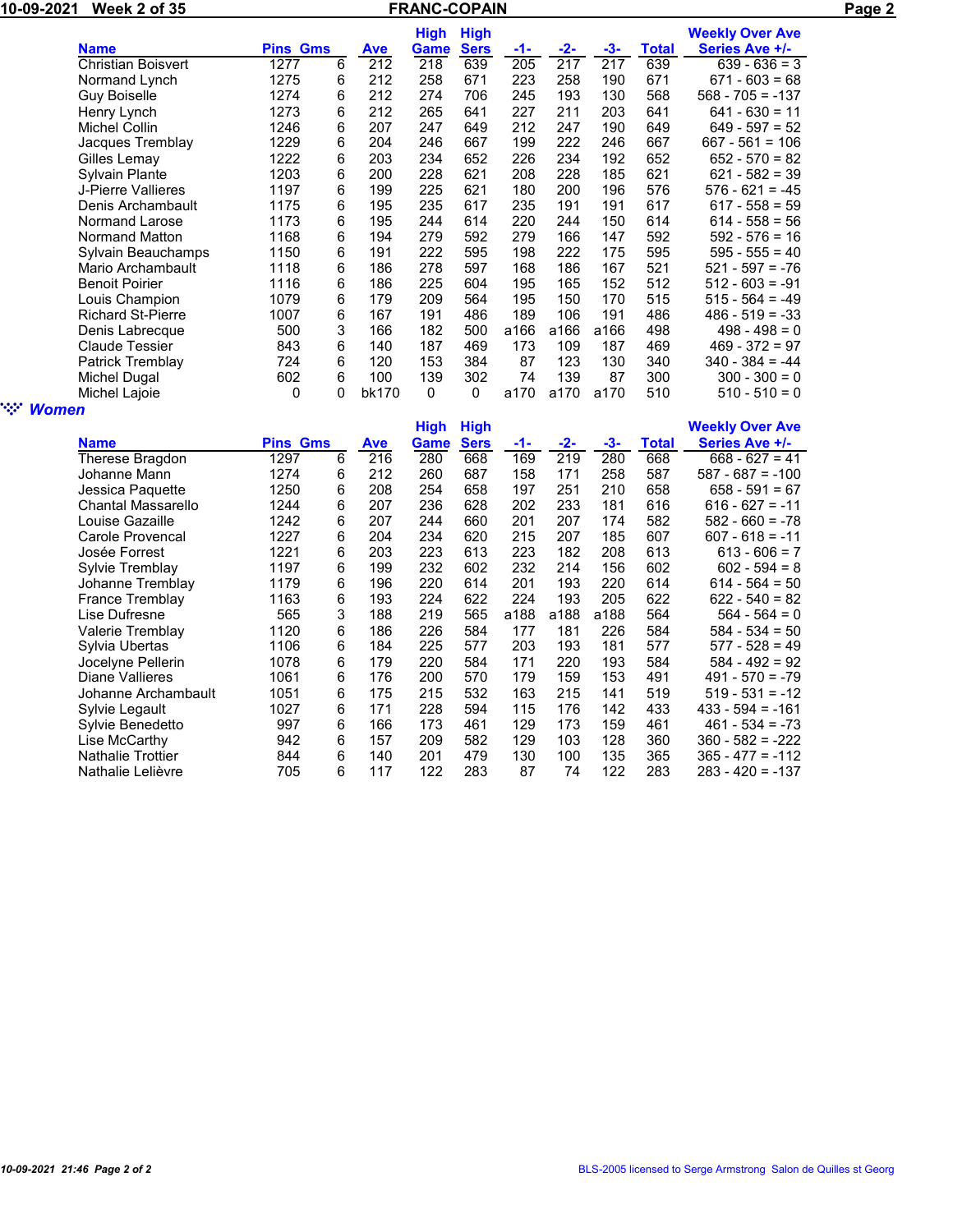| Name | Pins | Gms | Ave | High Game | High Sers | -1- | -2- | -3- | Total | Weekly Over Ave Series Ave +/- |
|---|---|---|---|---|---|---|---|---|---|---|
| Christian Boisvert | 1277 | 6 | 212 | 218 | 639 | 205 | 217 | 217 | 639 | 639 - 636 = 3 |
| Normand Lynch | 1275 | 6 | 212 | 258 | 671 | 223 | 258 | 190 | 671 | 671 - 603 = 68 |
| Guy Boiselle | 1274 | 6 | 212 | 274 | 706 | 245 | 193 | 130 | 568 | 568 - 705 = -137 |
| Henry Lynch | 1273 | 6 | 212 | 265 | 641 | 227 | 211 | 203 | 641 | 641 - 630 = 11 |
| Michel Collin | 1246 | 6 | 207 | 247 | 649 | 212 | 247 | 190 | 649 | 649 - 597 = 52 |
| Jacques Tremblay | 1229 | 6 | 204 | 246 | 667 | 199 | 222 | 246 | 667 | 667 - 561 = 106 |
| Gilles Lemay | 1222 | 6 | 203 | 234 | 652 | 226 | 234 | 192 | 652 | 652 - 570 = 82 |
| Sylvain Plante | 1203 | 6 | 200 | 228 | 621 | 208 | 228 | 185 | 621 | 621 - 582 = 39 |
| J-Pierre Vallieres | 1197 | 6 | 199 | 225 | 621 | 180 | 200 | 196 | 576 | 576 - 621 = -45 |
| Denis Archambault | 1175 | 6 | 195 | 235 | 617 | 235 | 191 | 191 | 617 | 617 - 558 = 59 |
| Normand Larose | 1173 | 6 | 195 | 244 | 614 | 220 | 244 | 150 | 614 | 614 - 558 = 56 |
| Normand Matton | 1168 | 6 | 194 | 279 | 592 | 279 | 166 | 147 | 592 | 592 - 576 = 16 |
| Sylvain Beauchamps | 1150 | 6 | 191 | 222 | 595 | 198 | 222 | 175 | 595 | 595 - 555 = 40 |
| Mario Archambault | 1118 | 6 | 186 | 278 | 597 | 168 | 186 | 167 | 521 | 521 - 597 = -76 |
| Benoit Poirier | 1116 | 6 | 186 | 225 | 604 | 195 | 165 | 152 | 512 | 512 - 603 = -91 |
| Louis Champion | 1079 | 6 | 179 | 209 | 564 | 195 | 150 | 170 | 515 | 515 - 564 = -49 |
| Richard St-Pierre | 1007 | 6 | 167 | 191 | 486 | 189 | 106 | 191 | 486 | 486 - 519 = -33 |
| Denis Labrecque | 500 | 3 | 166 | 182 | 500 | a166 | a166 | a166 | 498 | 498 - 498 = 0 |
| Claude Tessier | 843 | 6 | 140 | 187 | 469 | 173 | 109 | 187 | 469 | 469 - 372 = 97 |
| Patrick Tremblay | 724 | 6 | 120 | 153 | 384 | 87 | 123 | 130 | 340 | 340 - 384 = -44 |
| Michel Dugal | 602 | 6 | 100 | 139 | 302 | 74 | 139 | 87 | 300 | 300 - 300 = 0 |
| Michel Lajoie | 0 | 0 | bk170 | 0 | 0 | a170 | a170 | a170 | 510 | 510 - 510 = 0 |

## *Women*

| Name | Pins | Gms | Ave | High Game | High Sers | -1- | -2- | -3- | Total | Weekly Over Ave Series Ave +/- |
|---|---|---|---|---|---|---|---|---|---|---|
| Therese Bragdon | 1297 | 6 | 216 | 280 | 668 | 169 | 219 | 280 | 668 | 668 - 627 = 41 |
| Johanne Mann | 1274 | 6 | 212 | 260 | 687 | 158 | 171 | 258 | 587 | 587 - 687 = -100 |
| Jessica Paquette | 1250 | 6 | 208 | 254 | 658 | 197 | 251 | 210 | 658 | 658 - 591 = 67 |
| Chantal Massarello | 1244 | 6 | 207 | 236 | 628 | 202 | 233 | 181 | 616 | 616 - 627 = -11 |
| Louise Gazaille | 1242 | 6 | 207 | 244 | 660 | 201 | 207 | 174 | 582 | 582 - 660 = -78 |
| Carole Provencal | 1227 | 6 | 204 | 234 | 620 | 215 | 207 | 185 | 607 | 607 - 618 = -11 |
| Josée Forrest | 1221 | 6 | 203 | 223 | 613 | 223 | 182 | 208 | 613 | 613 - 606 = 7 |
| Sylvie Tremblay | 1197 | 6 | 199 | 232 | 602 | 232 | 214 | 156 | 602 | 602 - 594 = 8 |
| Johanne Tremblay | 1179 | 6 | 196 | 220 | 614 | 201 | 193 | 220 | 614 | 614 - 564 = 50 |
| France Tremblay | 1163 | 6 | 193 | 224 | 622 | 224 | 193 | 205 | 622 | 622 - 540 = 82 |
| Lise Dufresne | 565 | 3 | 188 | 219 | 565 | a188 | a188 | a188 | 564 | 564 - 564 = 0 |
| Valerie Tremblay | 1120 | 6 | 186 | 226 | 584 | 177 | 181 | 226 | 584 | 584 - 534 = 50 |
| Sylvia Ubertas | 1106 | 6 | 184 | 225 | 577 | 203 | 193 | 181 | 577 | 577 - 528 = 49 |
| Jocelyne Pellerin | 1078 | 6 | 179 | 220 | 584 | 171 | 220 | 193 | 584 | 584 - 492 = 92 |
| Diane Vallieres | 1061 | 6 | 176 | 200 | 570 | 179 | 159 | 153 | 491 | 491 - 570 = -79 |
| Johanne Archambault | 1051 | 6 | 175 | 215 | 532 | 163 | 215 | 141 | 519 | 519 - 531 = -12 |
| Sylvie Legault | 1027 | 6 | 171 | 228 | 594 | 115 | 176 | 142 | 433 | 433 - 594 = -161 |
| Sylvie Benedetto | 997 | 6 | 166 | 173 | 461 | 129 | 173 | 159 | 461 | 461 - 534 = -73 |
| Lise McCarthy | 942 | 6 | 157 | 209 | 582 | 129 | 103 | 128 | 360 | 360 - 582 = -222 |
| Nathalie Trottier | 844 | 6 | 140 | 201 | 479 | 130 | 100 | 135 | 365 | 365 - 477 = -112 |
| Nathalie Lelièvre | 705 | 6 | 117 | 122 | 283 | 87 | 74 | 122 | 283 | 283 - 420 = -137 |

BLS-2005 licensed to Serge Armstrong Salon de Quilles st Georg